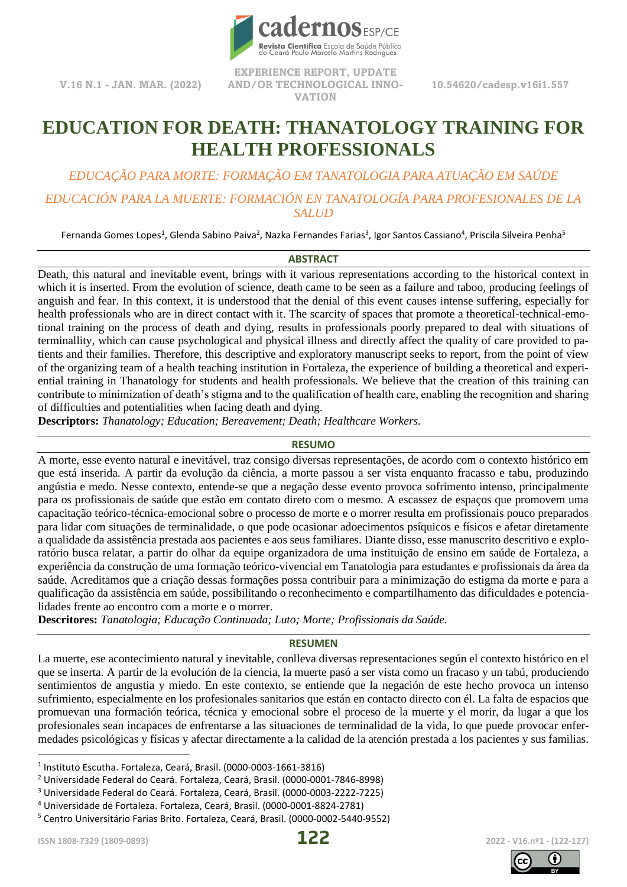EXPERIENCE REPORT, UPDATE AND/OR TECHNOLOGICAL INNOVATION

10.54620/cadesp.v16i1.557

# EDUCATION FOR DEATH: THANATOLOGY TRAINING FOR HEALTH PROFESSIONALS

*EDUCAÇÃO PARA MORTE: FORMAÇÃO EM TANATOLOGIA PARA ATUAÇÃO EM SAÚDE*

*EDUCACIÓN PARA LA MUERTE: FORMACIÓN EN TANATOLOGÍA PARA PROFESIONALES DE LA SALUD*

Fernanda Gomes Lopes[1], Glenda Sabino Paiva[2], Nazka Fernandes Farias[3], Igor Santos Cassiano[4], Priscila Silveira Penha[5]

## ABSTRACT

Death, this natural and inevitable event, brings with it various representations according to the historical context in which it is inserted. From the evolution of science, death came to be seen as a failure and taboo, producing feelings of anguish and fear. In this context, it is understood that the denial of this event causes intense suffering, especially for health professionals who are in direct contact with it. The scarcity of spaces that promote a theoretical-technical-emotional training on the process of death and dying, results in professionals poorly prepared to deal with situations of terminallity, which can cause psychological and physical illness and directly affect the quality of care provided to patients and their families. Therefore, this descriptive and exploratory manuscript seeks to report, from the point of view of the organizing team of a health teaching institution in Fortaleza, the experience of building a theoretical and experiential training in Thanatology for students and health professionals. We believe that the creation of this training can contribute to minimization of death's stigma and to the qualification of health care, enabling the recognition and sharing of difficulties and potentialities when facing death and dying.

**Descriptors:** *Thanatology; Education; Bereavement; Death; Healthcare Workers.*

## RESUMO

A morte, esse evento natural e inevitável, traz consigo diversas representações, de acordo com o contexto histórico em que está inserida. A partir da evolução da ciência, a morte passou a ser vista enquanto fracasso e tabu, produzindo angústia e medo. Nesse contexto, entende-se que a negação desse evento provoca sofrimento intenso, principalmente para os profissionais de saúde que estão em contato direto com o mesmo. A escassez de espaços que promovem uma capacitação teórico-técnica-emocional sobre o processo de morte e o morrer resulta em profissionais pouco preparados para lidar com situações de terminalidade, o que pode ocasionar adoecimentos psíquicos e físicos e afetar diretamente a qualidade da assistência prestada aos pacientes e aos seus familiares. Diante disso, esse manuscrito descritivo e exploratório busca relatar, a partir do olhar da equipe organizadora de uma instituição de ensino em saúde de Fortaleza, a experiência da construção de uma formação teórico-vivencial em Tanatologia para estudantes e profissionais da área da saúde. Acreditamos que a criação dessas formações possa contribuir para a minimização do estigma da morte e para a qualificação da assistência em saúde, possibilitando o reconhecimento e compartilhamento das dificuldades e potencialidades frente ao encontro com a morte e o morrer.

**Descritores:** *Tanatologia; Educação Continuada; Luto; Morte; Profissionais da Saúde.*

## RESUMEN

La muerte, ese acontecimiento natural e inevitable, conlleva diversas representaciones según el contexto histórico en el que se inserta. A partir de la evolución de la ciencia, la muerte pasó a ser vista como un fracaso y un tabú, produciendo sentimientos de angustia y miedo. En este contexto, se entiende que la negación de este hecho provoca un intenso sufrimiento, especialmente en los profesionales sanitarios que están en contacto directo con él. La falta de espacios que promuevan una formación teórica, técnica y emocional sobre el proceso de la muerte y el morir, da lugar a que los profesionales sean incapaces de enfrentarse a las situaciones de terminalidad de la vida, lo que puede provocar enfermedades psicológicas y físicas y afectar directamente a la calidad de la atención prestada a los pacientes y sus familias.

---

[1] Instituto Escutha. Fortaleza, Ceará, Brasil. (0000-0003-1661-3816)

[2] Universidade Federal do Ceará. Fortaleza, Ceará, Brasil. (0000-0001-7846-8998)

[3] Universidade Federal do Ceará. Fortaleza, Ceará, Brasil. (0000-0003-2222-7225)

[4] Universidade de Fortaleza. Fortaleza, Ceará, Brasil. (0000-0001-8824-2781)

[5] Centro Universitário Farias Brito. Fortaleza, Ceará, Brasil. (0000-0002-5440-9552)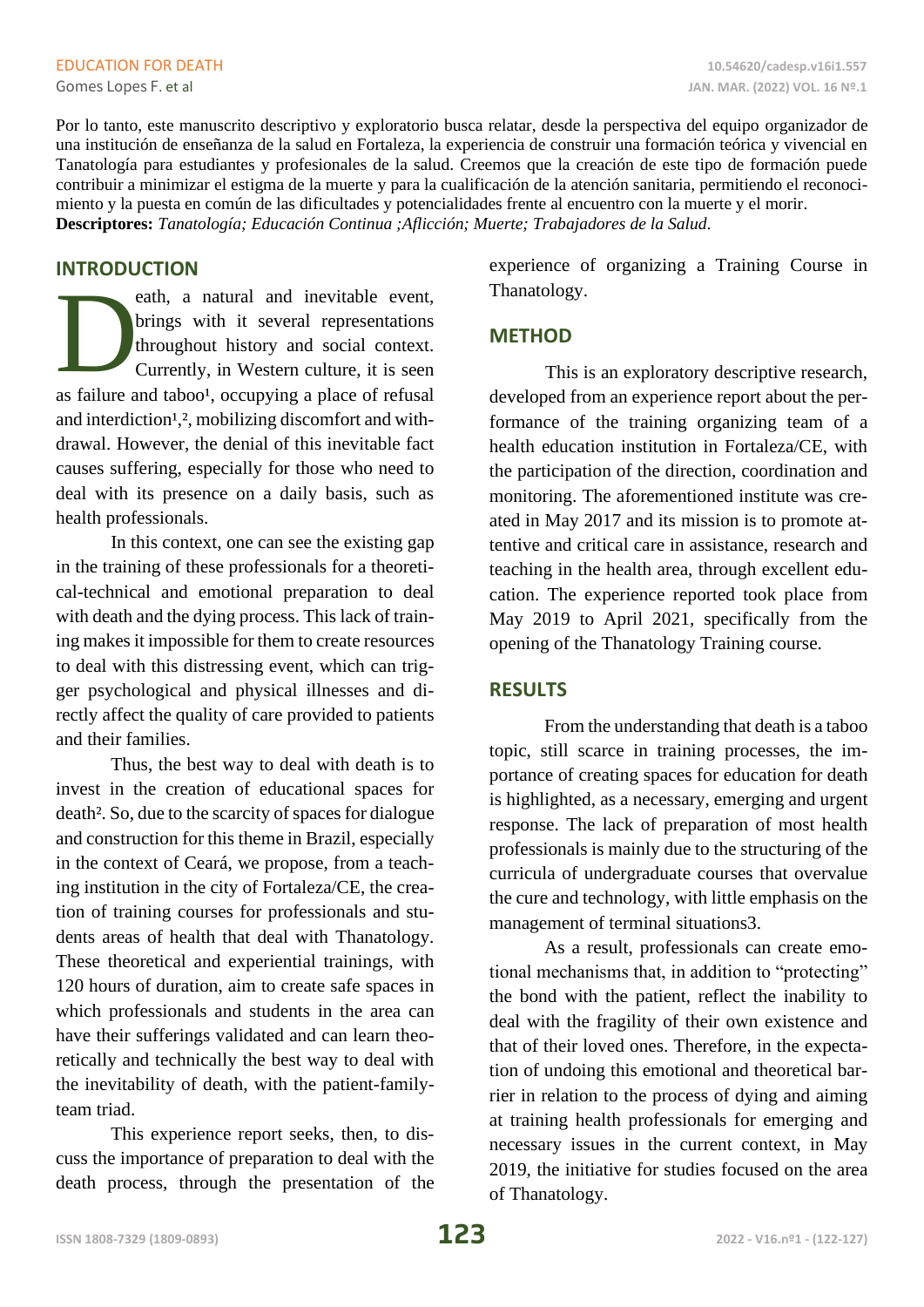Por lo tanto, este manuscrito descriptivo y exploratorio busca relatar, desde la perspectiva del equipo organizador de una institución de enseñanza de la salud en Fortaleza, la experiencia de construir una formación teórica y vivencial en Tanatología para estudiantes y profesionales de la salud. Creemos que la creación de este tipo de formación puede contribuir a minimizar el estigma de la muerte y para la cualificación de la atención sanitaria, permitiendo el reconocimiento y la puesta en común de las dificultades y potencialidades frente al encuentro con la muerte y el morir.
**Descriptores:** *Tanatología; Educación Continua ;Aflicción; Muerte; Trabajadores de la Salud.*

## INTRODUCTION

Death, a natural and inevitable event, brings with it several representations throughout history and social context. Currently, in Western culture, it is seen as failure and taboo[1], occupying a place of refusal and interdiction[1,2], mobilizing discomfort and withdrawal. However, the denial of this inevitable fact causes suffering, especially for those who need to deal with its presence on a daily basis, such as health professionals.

In this context, one can see the existing gap in the training of these professionals for a theoretical-technical and emotional preparation to deal with death and the dying process. This lack of training makes it impossible for them to create resources to deal with this distressing event, which can trigger psychological and physical illnesses and directly affect the quality of care provided to patients and their families.

Thus, the best way to deal with death is to invest in the creation of educational spaces for death[2]. So, due to the scarcity of spaces for dialogue and construction for this theme in Brazil, especially in the context of Ceará, we propose, from a teaching institution in the city of Fortaleza/CE, the creation of training courses for professionals and students areas of health that deal with Thanatology. These theoretical and experiential trainings, with 120 hours of duration, aim to create safe spaces in which professionals and students in the area can have their sufferings validated and can learn theoretically and technically the best way to deal with the inevitability of death, with the patient-family-team triad.

This experience report seeks, then, to discuss the importance of preparation to deal with the death process, through the presentation of the experience of organizing a Training Course in Thanatology.

## METHOD

This is an exploratory descriptive research, developed from an experience report about the performance of the training organizing team of a health education institution in Fortaleza/CE, with the participation of the direction, coordination and monitoring. The aforementioned institute was created in May 2017 and its mission is to promote attentive and critical care in assistance, research and teaching in the health area, through excellent education. The experience reported took place from May 2019 to April 2021, specifically from the opening of the Thanatology Training course.

## RESULTS

From the understanding that death is a taboo topic, still scarce in training processes, the importance of creating spaces for education for death is highlighted, as a necessary, emerging and urgent response. The lack of preparation of most health professionals is mainly due to the structuring of the curricula of undergraduate courses that overvalue the cure and technology, with little emphasis on the management of terminal situations3.

As a result, professionals can create emotional mechanisms that, in addition to "protecting" the bond with the patient, reflect the inability to deal with the fragility of their own existence and that of their loved ones. Therefore, in the expectation of undoing this emotional and theoretical barrier in relation to the process of dying and aiming at training health professionals for emerging and necessary issues in the current context, in May 2019, the initiative for studies focused on the area of Thanatology.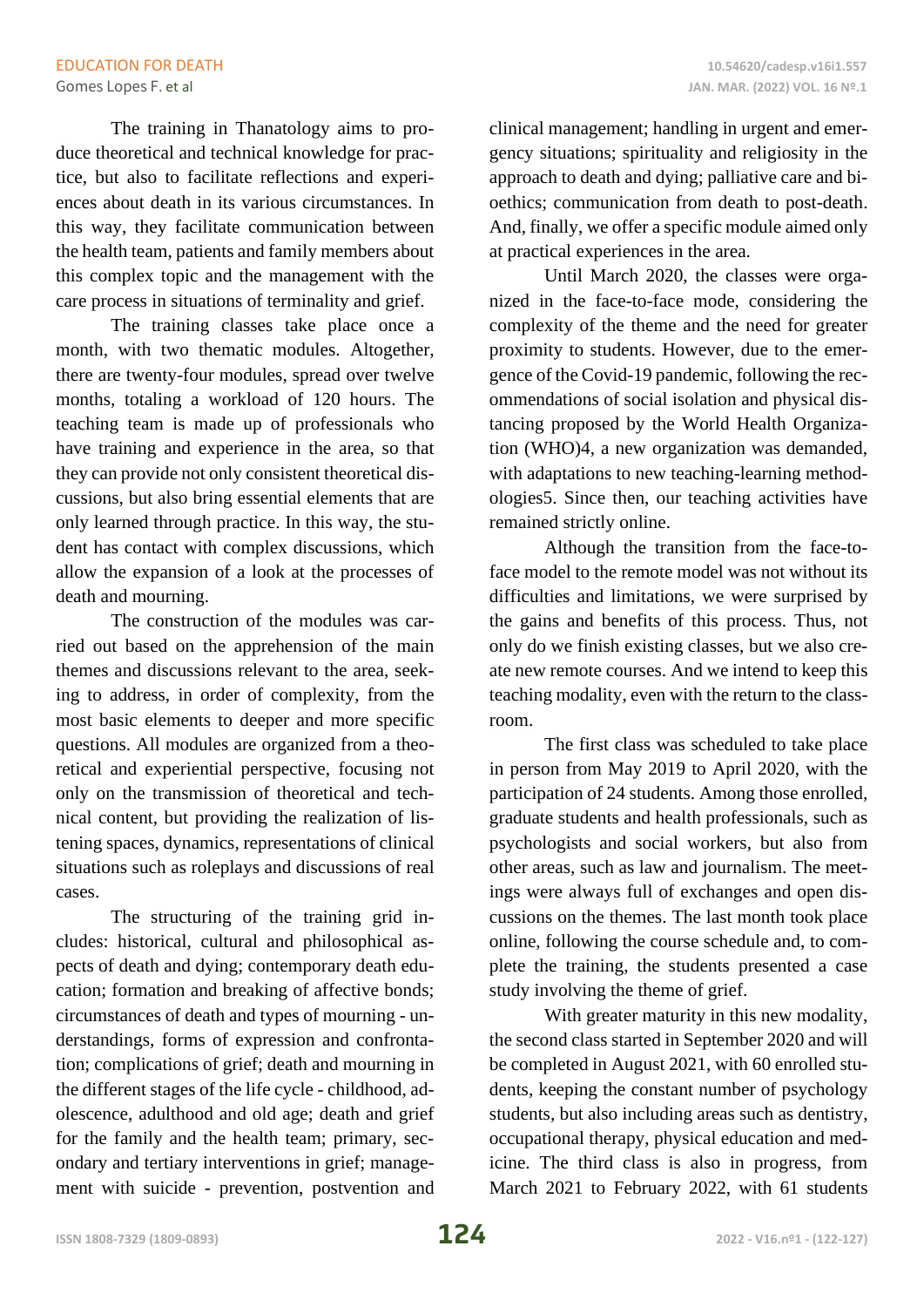The training in Thanatology aims to produce theoretical and technical knowledge for practice, but also to facilitate reflections and experiences about death in its various circumstances. In this way, they facilitate communication between the health team, patients and family members about this complex topic and the management with the care process in situations of terminality and grief.

The training classes take place once a month, with two thematic modules. Altogether, there are twenty-four modules, spread over twelve months, totaling a workload of 120 hours. The teaching team is made up of professionals who have training and experience in the area, so that they can provide not only consistent theoretical discussions, but also bring essential elements that are only learned through practice. In this way, the student has contact with complex discussions, which allow the expansion of a look at the processes of death and mourning.

The construction of the modules was carried out based on the apprehension of the main themes and discussions relevant to the area, seeking to address, in order of complexity, from the most basic elements to deeper and more specific questions. All modules are organized from a theoretical and experiential perspective, focusing not only on the transmission of theoretical and technical content, but providing the realization of listening spaces, dynamics, representations of clinical situations such as roleplays and discussions of real cases.

The structuring of the training grid includes: historical, cultural and philosophical aspects of death and dying; contemporary death education; formation and breaking of affective bonds; circumstances of death and types of mourning - understandings, forms of expression and confrontation; complications of grief; death and mourning in the different stages of the life cycle - childhood, adolescence, adulthood and old age; death and grief for the family and the health team; primary, secondary and tertiary interventions in grief; management with suicide - prevention, postvention and clinical management; handling in urgent and emergency situations; spirituality and religiosity in the approach to death and dying; palliative care and bioethics; communication from death to post-death. And, finally, we offer a specific module aimed only at practical experiences in the area.

Until March 2020, the classes were organized in the face-to-face mode, considering the complexity of the theme and the need for greater proximity to students. However, due to the emergence of the Covid-19 pandemic, following the recommendations of social isolation and physical distancing proposed by the World Health Organization (WHO)4, a new organization was demanded, with adaptations to new teaching-learning methodologies5. Since then, our teaching activities have remained strictly online.

Although the transition from the face-to-face model to the remote model was not without its difficulties and limitations, we were surprised by the gains and benefits of this process. Thus, not only do we finish existing classes, but we also create new remote courses. And we intend to keep this teaching modality, even with the return to the classroom.

The first class was scheduled to take place in person from May 2019 to April 2020, with the participation of 24 students. Among those enrolled, graduate students and health professionals, such as psychologists and social workers, but also from other areas, such as law and journalism. The meetings were always full of exchanges and open discussions on the themes. The last month took place online, following the course schedule and, to complete the training, the students presented a case study involving the theme of grief.

With greater maturity in this new modality, the second class started in September 2020 and will be completed in August 2021, with 60 enrolled students, keeping the constant number of psychology students, but also including areas such as dentistry, occupational therapy, physical education and medicine. The third class is also in progress, from March 2021 to February 2022, with 61 students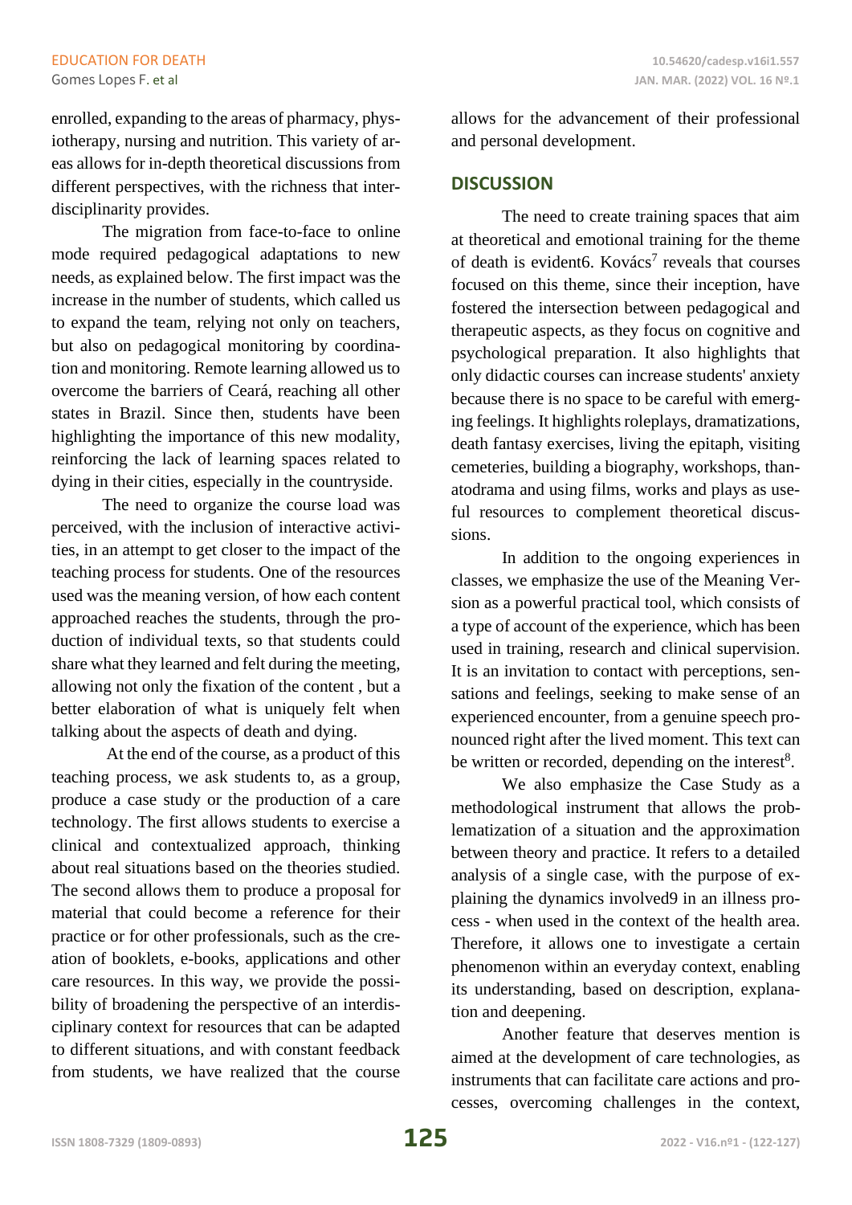enrolled, expanding to the areas of pharmacy, physiotherapy, nursing and nutrition. This variety of areas allows for in-depth theoretical discussions from different perspectives, with the richness that interdisciplinarity provides.

The migration from face-to-face to online mode required pedagogical adaptations to new needs, as explained below. The first impact was the increase in the number of students, which called us to expand the team, relying not only on teachers, but also on pedagogical monitoring by coordination and monitoring. Remote learning allowed us to overcome the barriers of Ceará, reaching all other states in Brazil. Since then, students have been highlighting the importance of this new modality, reinforcing the lack of learning spaces related to dying in their cities, especially in the countryside.

The need to organize the course load was perceived, with the inclusion of interactive activities, in an attempt to get closer to the impact of the teaching process for students. One of the resources used was the meaning version, of how each content approached reaches the students, through the production of individual texts, so that students could share what they learned and felt during the meeting, allowing not only the fixation of the content , but a better elaboration of what is uniquely felt when talking about the aspects of death and dying.

At the end of the course, as a product of this teaching process, we ask students to, as a group, produce a case study or the production of a care technology. The first allows students to exercise a clinical and contextualized approach, thinking about real situations based on the theories studied. The second allows them to produce a proposal for material that could become a reference for their practice or for other professionals, such as the creation of booklets, e-books, applications and other care resources. In this way, we provide the possibility of broadening the perspective of an interdisciplinary context for resources that can be adapted to different situations, and with constant feedback from students, we have realized that the course allows for the advancement of their professional and personal development.

## DISCUSSION

The need to create training spaces that aim at theoretical and emotional training for the theme of death is evident6. Kovács[7] reveals that courses focused on this theme, since their inception, have fostered the intersection between pedagogical and therapeutic aspects, as they focus on cognitive and psychological preparation. It also highlights that only didactic courses can increase students' anxiety because there is no space to be careful with emerging feelings. It highlights roleplays, dramatizations, death fantasy exercises, living the epitaph, visiting cemeteries, building a biography, workshops, thanatodrama and using films, works and plays as useful resources to complement theoretical discussions.

In addition to the ongoing experiences in classes, we emphasize the use of the Meaning Version as a powerful practical tool, which consists of a type of account of the experience, which has been used in training, research and clinical supervision. It is an invitation to contact with perceptions, sensations and feelings, seeking to make sense of an experienced encounter, from a genuine speech pronounced right after the lived moment. This text can be written or recorded, depending on the interest[8].

We also emphasize the Case Study as a methodological instrument that allows the problematization of a situation and the approximation between theory and practice. It refers to a detailed analysis of a single case, with the purpose of explaining the dynamics involved9 in an illness process - when used in the context of the health area. Therefore, it allows one to investigate a certain phenomenon within an everyday context, enabling its understanding, based on description, explanation and deepening.

Another feature that deserves mention is aimed at the development of care technologies, as instruments that can facilitate care actions and processes, overcoming challenges in the context,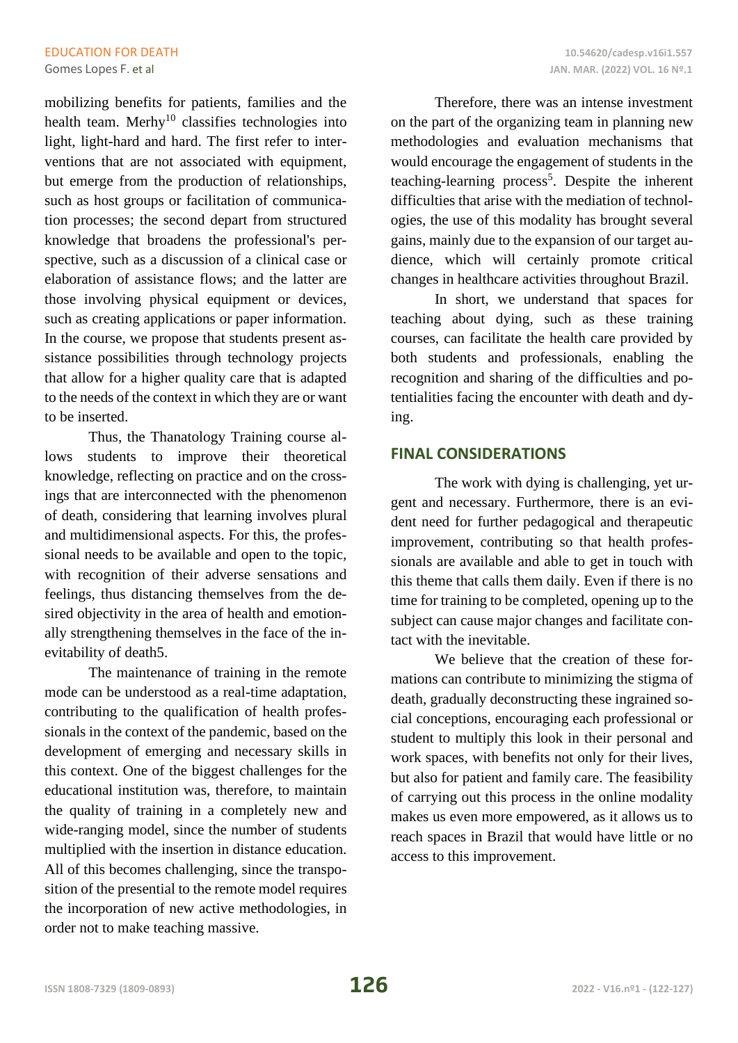mobilizing benefits for patients, families and the health team. Merhy[10] classifies technologies into light, light-hard and hard. The first refer to interventions that are not associated with equipment, but emerge from the production of relationships, such as host groups or facilitation of communication processes; the second depart from structured knowledge that broadens the professional's perspective, such as a discussion of a clinical case or elaboration of assistance flows; and the latter are those involving physical equipment or devices, such as creating applications or paper information. In the course, we propose that students present assistance possibilities through technology projects that allow for a higher quality care that is adapted to the needs of the context in which they are or want to be inserted.

Thus, the Thanatology Training course allows students to improve their theoretical knowledge, reflecting on practice and on the crossings that are interconnected with the phenomenon of death, considering that learning involves plural and multidimensional aspects. For this, the professional needs to be available and open to the topic, with recognition of their adverse sensations and feelings, thus distancing themselves from the desired objectivity in the area of health and emotionally strengthening themselves in the face of the inevitability of death5.

The maintenance of training in the remote mode can be understood as a real-time adaptation, contributing to the qualification of health professionals in the context of the pandemic, based on the development of emerging and necessary skills in this context. One of the biggest challenges for the educational institution was, therefore, to maintain the quality of training in a completely new and wide-ranging model, since the number of students multiplied with the insertion in distance education. All of this becomes challenging, since the transposition of the presential to the remote model requires the incorporation of new active methodologies, in order not to make teaching massive.

Therefore, there was an intense investment on the part of the organizing team in planning new methodologies and evaluation mechanisms that would encourage the engagement of students in the teaching-learning process[5]. Despite the inherent difficulties that arise with the mediation of technologies, the use of this modality has brought several gains, mainly due to the expansion of our target audience, which will certainly promote critical changes in healthcare activities throughout Brazil.

In short, we understand that spaces for teaching about dying, such as these training courses, can facilitate the health care provided by both students and professionals, enabling the recognition and sharing of the difficulties and potentialities facing the encounter with death and dying.

## FINAL CONSIDERATIONS

The work with dying is challenging, yet urgent and necessary. Furthermore, there is an evident need for further pedagogical and therapeutic improvement, contributing so that health professionals are available and able to get in touch with this theme that calls them daily. Even if there is no time for training to be completed, opening up to the subject can cause major changes and facilitate contact with the inevitable.

We believe that the creation of these formations can contribute to minimizing the stigma of death, gradually deconstructing these ingrained social conceptions, encouraging each professional or student to multiply this look in their personal and work spaces, with benefits not only for their lives, but also for patient and family care. The feasibility of carrying out this process in the online modality makes us even more empowered, as it allows us to reach spaces in Brazil that would have little or no access to this improvement.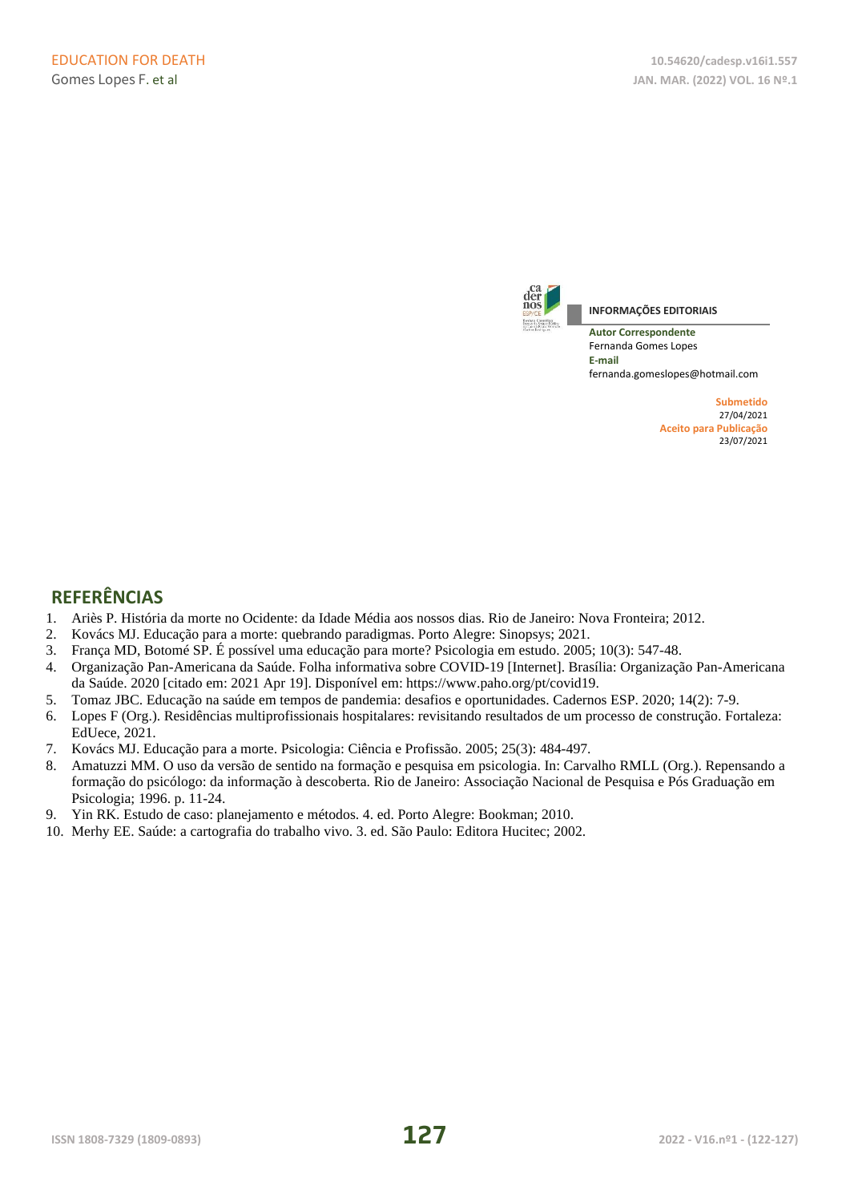INFORMAÇÕES EDITORIAIS

**Autor Correspondente**
Fernanda Gomes Lopes
**E-mail**
fernanda.gomeslopes@hotmail.com

**Submetido**
27/04/2021
**Aceito para Publicação**
23/07/2021

## REFERÊNCIAS

1. Ariès P. História da morte no Ocidente: da Idade Média aos nossos dias. Rio de Janeiro: Nova Fronteira; 2012.
2. Kovács MJ. Educação para a morte: quebrando paradigmas. Porto Alegre: Sinopsys; 2021.
3. França MD, Botomé SP. É possível uma educação para morte? Psicologia em estudo. 2005; 10(3): 547-48.
4. Organização Pan-Americana da Saúde. Folha informativa sobre COVID-19 [Internet]. Brasília: Organização Pan-Americana da Saúde. 2020 [citado em: 2021 Apr 19]. Disponível em: https://www.paho.org/pt/covid19.
5. Tomaz JBC. Educação na saúde em tempos de pandemia: desafios e oportunidades. Cadernos ESP. 2020; 14(2): 7-9.
6. Lopes F (Org.). Residências multiprofissionais hospitalares: revisitando resultados de um processo de construção. Fortaleza: EdUece, 2021.
7. Kovács MJ. Educação para a morte. Psicologia: Ciência e Profissão. 2005; 25(3): 484-497.
8. Amatuzzi MM. O uso da versão de sentido na formação e pesquisa em psicologia. In: Carvalho RMLL (Org.). Repensando a formação do psicólogo: da informação à descoberta. Rio de Janeiro: Associação Nacional de Pesquisa e Pós Graduação em Psicologia; 1996. p. 11-24.
9. Yin RK. Estudo de caso: planejamento e métodos. 4. ed. Porto Alegre: Bookman; 2010.
10. Merhy EE. Saúde: a cartografia do trabalho vivo. 3. ed. São Paulo: Editora Hucitec; 2002.